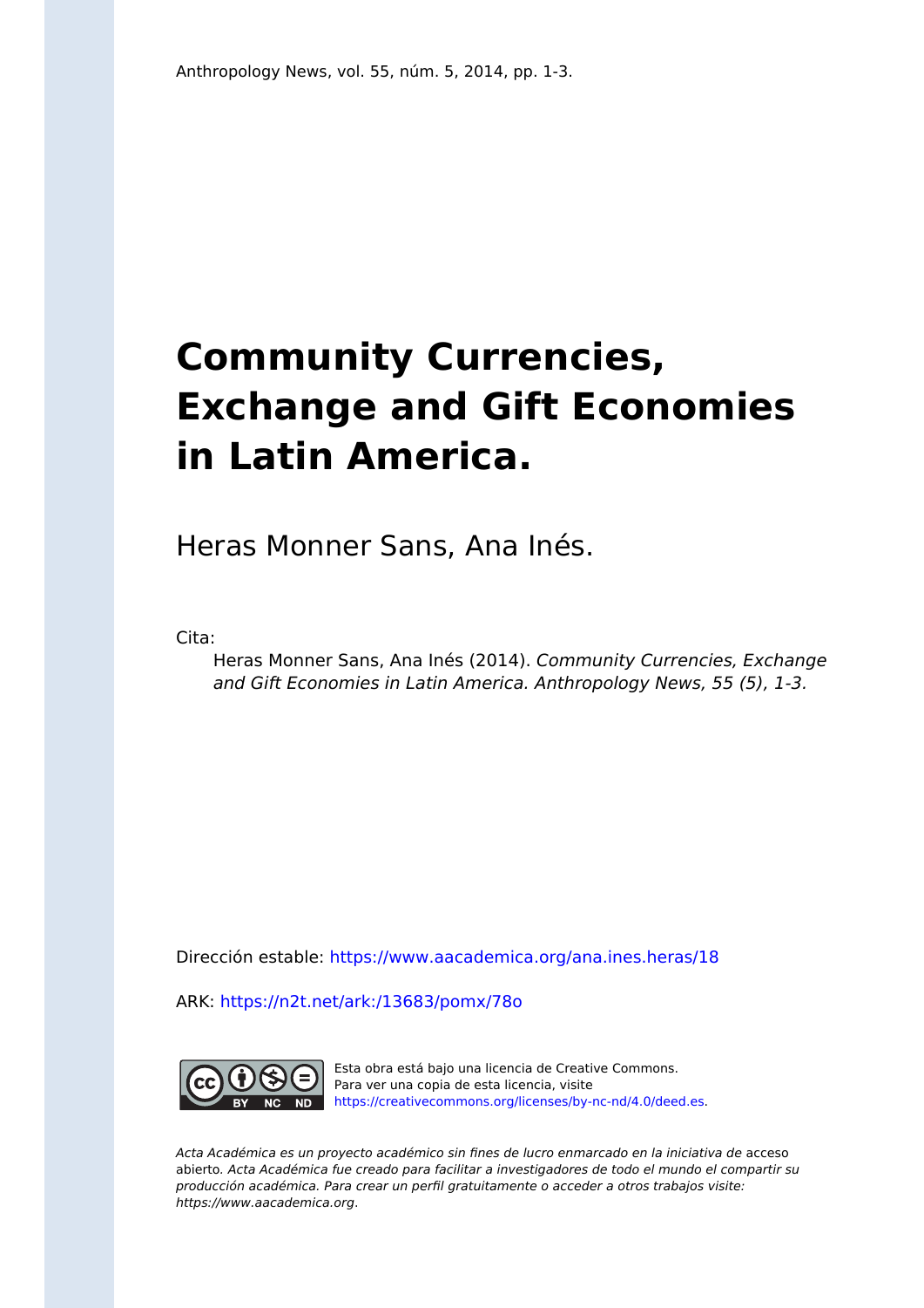Anthropology News, vol. 55, núm. 5, 2014, pp. 1-3.

# Community Currencies, Exchange and Gift Economies in Latin America.

Heras Monner Sans, Ana Inés.

Cita:

> Heras Monner Sans, Ana Inés (2014). *Community Currencies, Exchange and Gift Economies in Latin America. Anthropology News, 55 (5), 1-3.*

Dirección estable: https://www.aacademica.org/ana.ines.heras/18

ARK: https://n2t.net/ark:/13683/pomx/78o

Esta obra está bajo una licencia de Creative Commons. Para ver una copia de esta licencia, visite https://creativecommons.org/licenses/by-nc-nd/4.0/deed.es.

*Acta Académica es un proyecto académico sin fines de lucro enmarcado en la iniciativa de* acceso abierto. *Acta Académica fue creado para facilitar a investigadores de todo el mundo el compartir su producción académica. Para crear un perfil gratuitamente o acceder a otros trabajos visite: https://www.aacademica.org.*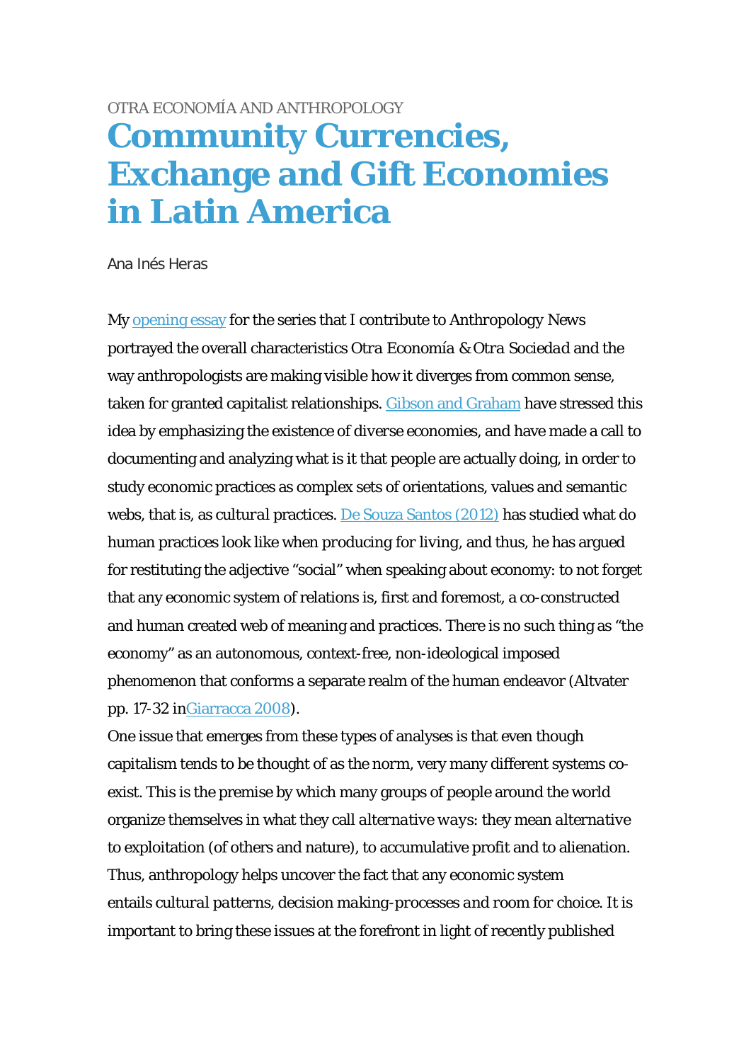OTRA ECONOMÍA AND ANTHROPOLOGY

# Community Currencies, Exchange and Gift Economies in Latin America

Ana Inés Heras

My opening essay for the series that I contribute to Anthropology News portrayed the overall characteristics *Otra Economía & Otra Sociedad* and the way anthropologists are making visible how it diverges from common sense, taken for granted capitalist relationships. Gibson and Graham have stressed this idea by emphasizing the existence of diverse economies, and have made a call to documenting and analyzing what is it that people are actually doing, in order to study economic practices as complex sets of orientations, values and semantic webs, that is, as *cultural* practices. De Souza Santos (2012) has studied what do human practices look like when producing for living, and thus, he has argued for restituting the adjective "social" when speaking about economy: to not forget that any economic system of relations is, first and foremost, a co-constructed and human created web of meaning and practices. There is no such thing as "the economy" as an autonomous, context-free, non-ideological imposed phenomenon that conforms a separate realm of the human endeavor (Altvater pp. 17-32 inGiarracca 2008).

One issue that emerges from these types of analyses is that even though capitalism tends to be thought of as the norm, very many different systems co-exist. This is the premise by which many groups of people around the world organize themselves in what they call *alternative ways*: they mean *alternative* to exploitation (of others and nature), to accumulative profit and to alienation. Thus, anthropology helps uncover the fact that any economic system entails *cultural patterns, decision making-processes and room for choice*. It is important to bring these issues at the forefront in light of recently published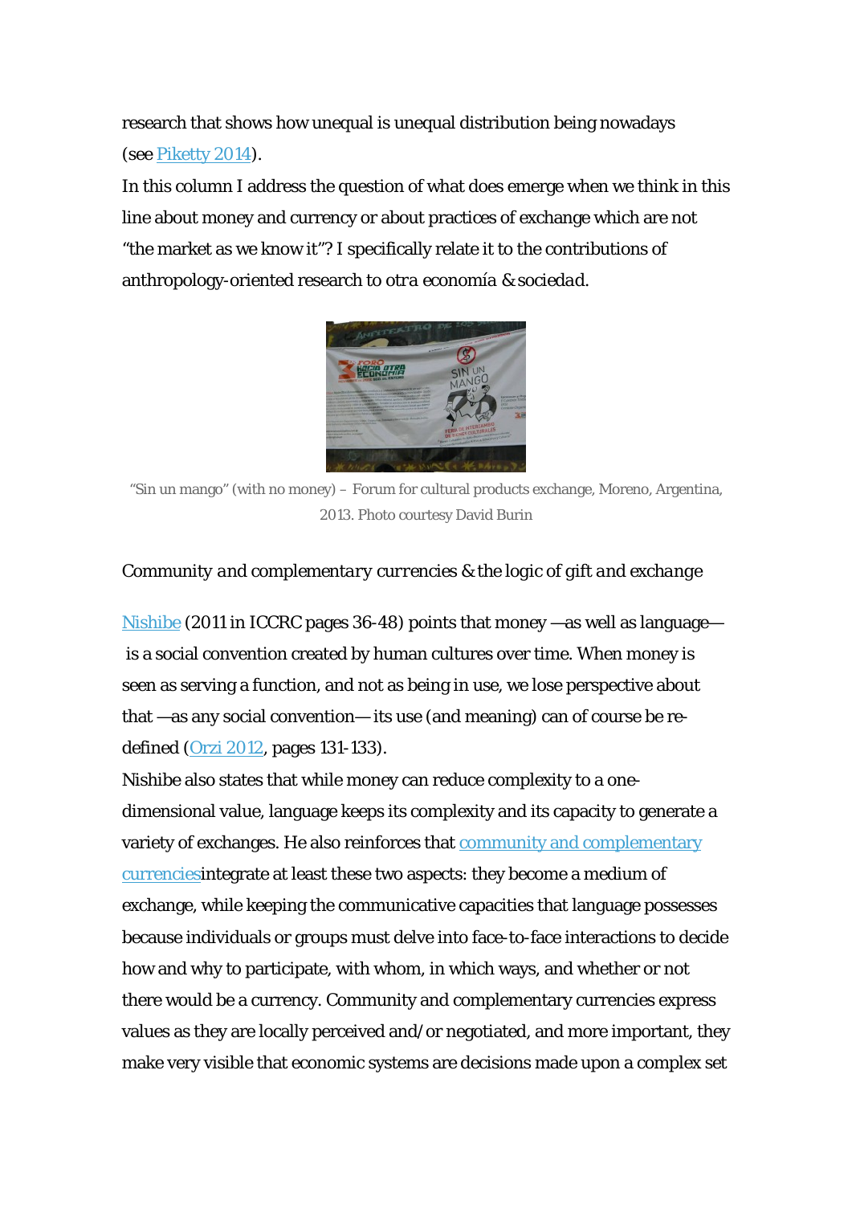research that shows how unequal is unequal distribution being nowadays (see Piketty 2014).

In this column I address the question of what does emerge when we think in this line about money and currency or about practices of exchange which are not "the market as we know it"? I specifically relate it to the contributions of anthropology-oriented research to *otra economía & sociedad*.

"Sin un mango" (with no money) – Forum for cultural products exchange, Moreno, Argentina, 2013. Photo courtesy David Burin

*Community and complementary currencies & the logic of gift and exchange*

Nishibe (2011 in ICCRC pages 36-48) points that money —as well as language— is a social convention created by human cultures over time. When money is seen as serving a function, and not as being in use, we lose perspective about that —as any social convention— its use (and meaning) can of course be re-defined (Orzi 2012, pages 131-133).

Nishibe also states that while money can reduce complexity to a one-dimensional value, language keeps its complexity and its capacity to generate a variety of exchanges. He also reinforces that community and complementary currenciesintegrate at least these two aspects: they become a medium of exchange, while keeping the communicative capacities that language possesses because individuals or groups must delve into face-to-face interactions to decide how and why to participate, with whom, in which ways, and whether or not there would be a currency. Community and complementary currencies express values as they are locally perceived and/or negotiated, and more important, they make very visible that economic systems are decisions made upon a complex set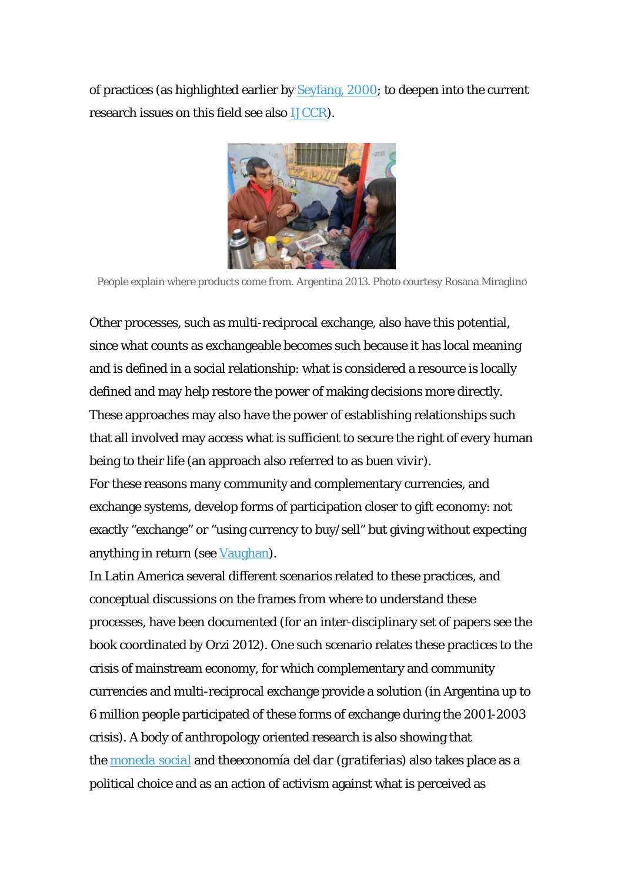of practices (as highlighted earlier by Seyfang, 2000; to deepen into the current research issues on this field see also IJCCR).

People explain where products come from. Argentina 2013. Photo courtesy Rosana Miraglino

Other processes, such as multi-reciprocal exchange, also have this potential, since what counts as exchangeable becomes such because it has local meaning and is defined in a social relationship: what is considered a resource is locally defined and may help restore the power of making decisions more directly. These approaches may also have the power of establishing relationships such that all involved may access what is sufficient to secure the right of every human being to their life (an approach also referred to as buen vivir).

For these reasons many community and complementary currencies, and exchange systems, develop forms of participation closer to gift economy: not exactly "exchange" or "using currency to buy/sell" but giving without expecting anything in return (see Vaughan).

In Latin America several different scenarios related to these practices, and conceptual discussions on the frames from where to understand these processes, have been documented (for an inter-disciplinary set of papers see the book coordinated by Orzi 2012). One such scenario relates these practices to the crisis of mainstream economy, for which complementary and community currencies and multi-reciprocal exchange provide a solution (in Argentina up to 6 million people participated of these forms of exchange during the 2001-2003 crisis). A body of anthropology oriented research is also showing that the moneda social and theeconomía del *dar* (*gratiferias*) also takes place as a political choice and as an action of activism against what is perceived as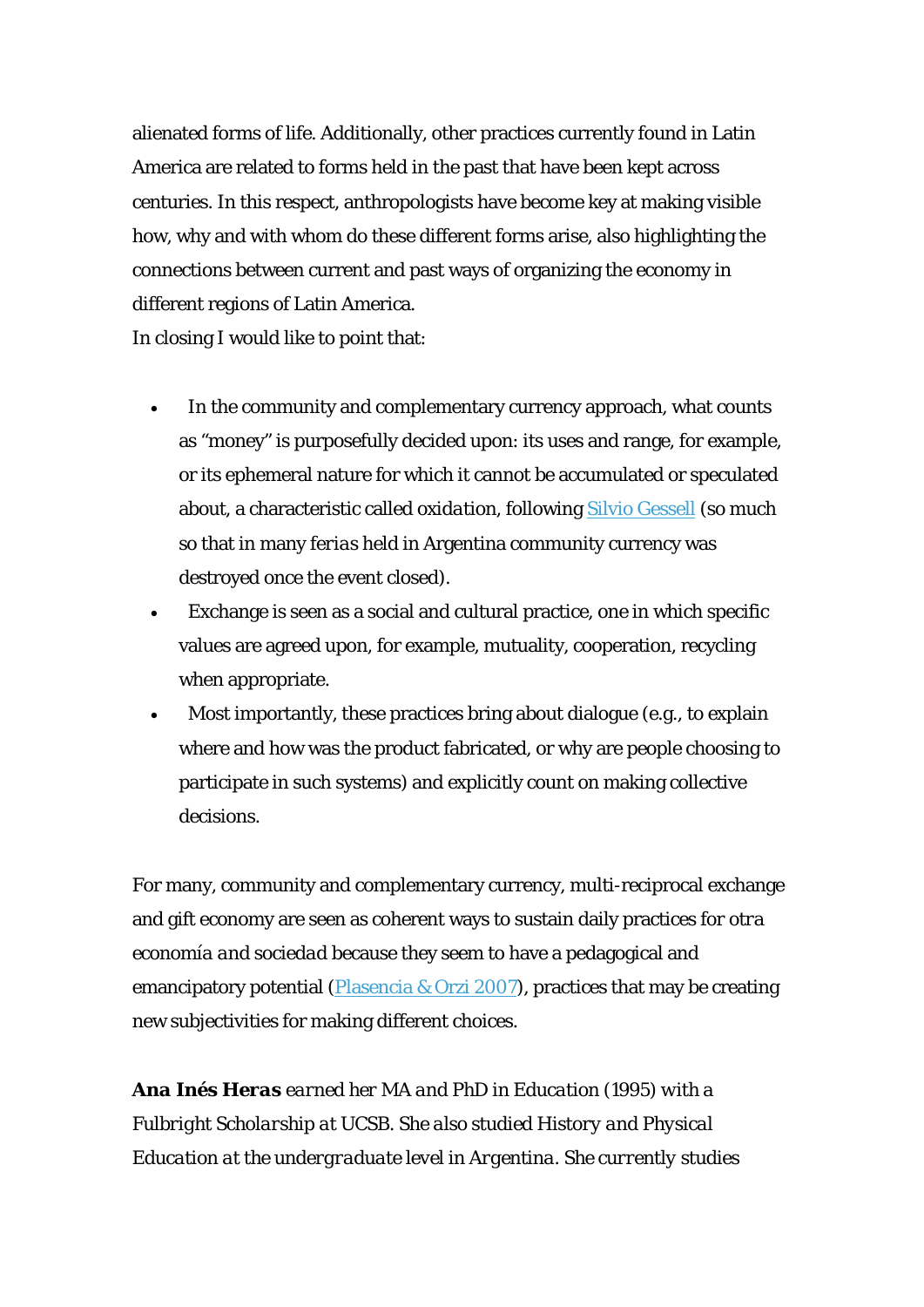alienated forms of life. Additionally, other practices currently found in Latin America are related to forms held in the past that have been kept across centuries. In this respect, anthropologists have become key at making visible how, why and with whom do these different forms arise, also highlighting the connections between current and past ways of organizing the economy in different regions of Latin America.
In closing I would like to point that:

- In the community and complementary currency approach, what counts as "money" is purposefully decided upon: its uses and range, for example, or its ephemeral nature for which it cannot be accumulated or speculated about, a characteristic called *oxidation*, following [Silvio Gessell](#) (so much so that in many *ferias* held in Argentina community currency was destroyed once the event closed).
- Exchange is seen as a social and cultural practice, one in which specific values are agreed upon, for example, mutuality, cooperation, recycling when appropriate.
- Most importantly, these practices bring about dialogue (e.g., to explain where and how was the product fabricated, or why are people choosing to participate in such systems) and explicitly count on making collective decisions.

For many, community and complementary currency, multi-reciprocal exchange and gift economy are seen as coherent ways to sustain daily practices for *otra economía and sociedad* because they seem to have a pedagogical and emancipatory potential ([Plasencia & Orzi 2007](#)), practices that may be creating new subjectivities for making different choices.

***Ana Inés Heras** earned her MA and PhD in Education (1995) with a Fulbright Scholarship at UCSB. She also studied History and Physical Education at the undergraduate level in Argentina. She currently studies*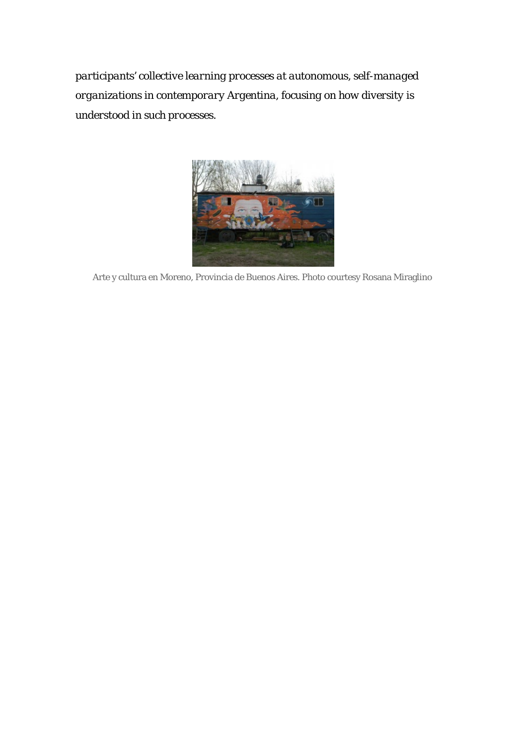*participants' collective learning processes at autonomous, self-managed organizations in contemporary Argentina, focusing on how diversity is understood in such processes.*

Arte y cultura en Moreno, Provincia de Buenos Aires. Photo courtesy Rosana Miraglino